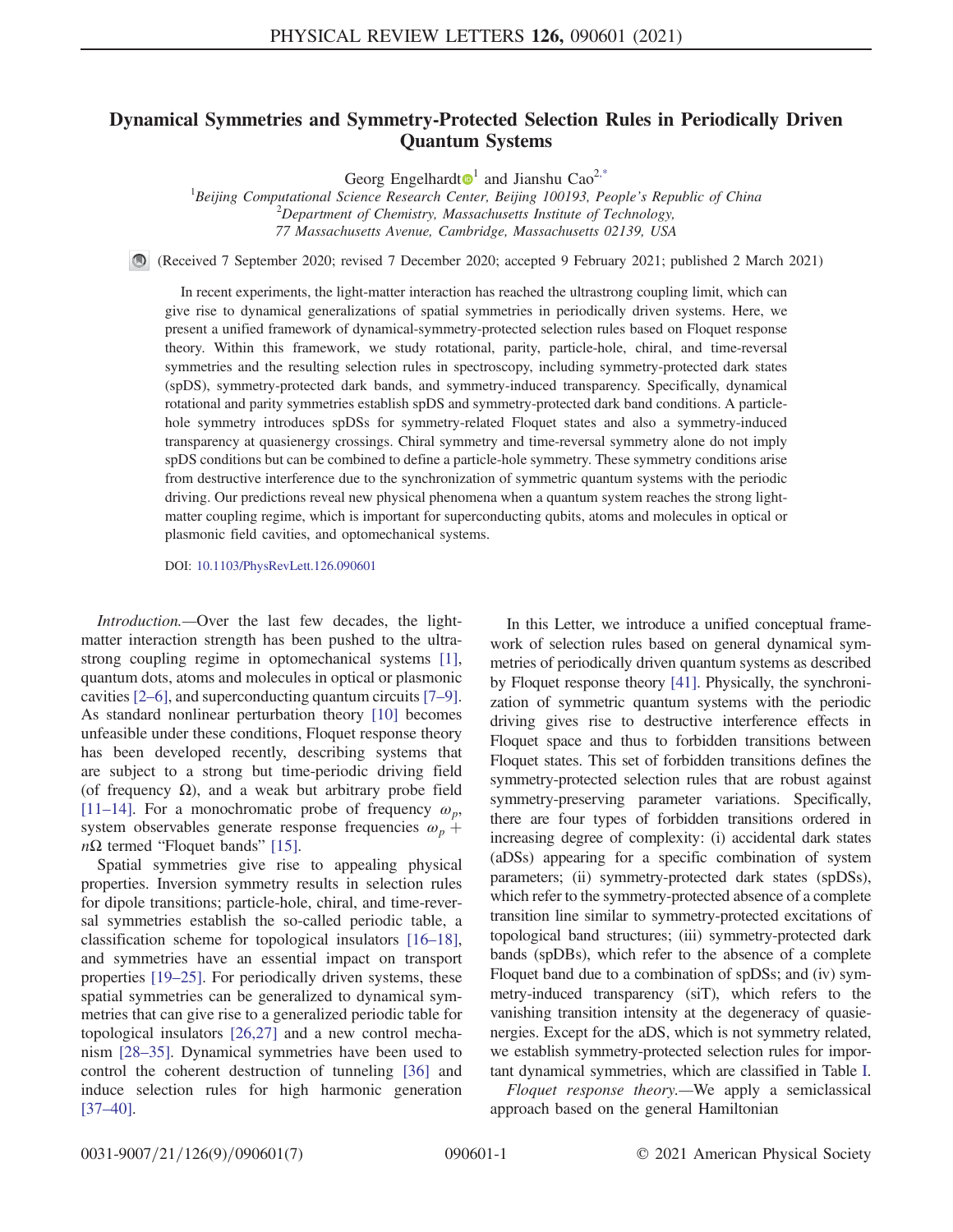# Dynamical Symmetries and Symmetry-Protected Selection Rules in Periodically Driven Quantum Systems

Georg Engelhardt[1] and Jianshu Cao[2,*]

[1]Beijing Computational Science Research Center, Beijing 100193, People's Republic of China
[2]Department of Chemistry, Massachusetts Institute of Technology, 77 Massachusetts Avenue, Cambridge, Massachusetts 02139, USA

(Received 7 September 2020; revised 7 December 2020; accepted 9 February 2021; published 2 March 2021)

In recent experiments, the light-matter interaction has reached the ultrastrong coupling limit, which can give rise to dynamical generalizations of spatial symmetries in periodically driven systems. Here, we present a unified framework of dynamical-symmetry-protected selection rules based on Floquet response theory. Within this framework, we study rotational, parity, particle-hole, chiral, and time-reversal symmetries and the resulting selection rules in spectroscopy, including symmetry-protected dark states (spDS), symmetry-protected dark bands, and symmetry-induced transparency. Specifically, dynamical rotational and parity symmetries establish spDS and symmetry-protected dark band conditions. A particle-hole symmetry introduces spDSs for symmetry-related Floquet states and also a symmetry-induced transparency at quasienergy crossings. Chiral symmetry and time-reversal symmetry alone do not imply spDS conditions but can be combined to define a particle-hole symmetry. These symmetry conditions arise from destructive interference due to the synchronization of symmetric quantum systems with the periodic driving. Our predictions reveal new physical phenomena when a quantum system reaches the strong light-matter coupling regime, which is important for superconducting qubits, atoms and molecules in optical or plasmonic field cavities, and optomechanical systems.

DOI: 10.1103/PhysRevLett.126.090601

*Introduction.*—Over the last few decades, the light-matter interaction strength has been pushed to the ultrastrong coupling regime in optomechanical systems [1], quantum dots, atoms and molecules in optical or plasmonic cavities [2–6], and superconducting quantum circuits [7–9]. As standard nonlinear perturbation theory [10] becomes unfeasible under these conditions, Floquet response theory has been developed recently, describing systems that are subject to a strong but time-periodic driving field (of frequency $\Omega$), and a weak but arbitrary probe field [11–14]. For a monochromatic probe of frequency $\omega_p$, system observables generate response frequencies $\omega_p + n\Omega$ termed "Floquet bands" [15].

Spatial symmetries give rise to appealing physical properties. Inversion symmetry results in selection rules for dipole transitions; particle-hole, chiral, and time-reversal symmetries establish the so-called periodic table, a classification scheme for topological insulators [16–18], and symmetries have an essential impact on transport properties [19–25]. For periodically driven systems, these spatial symmetries can be generalized to dynamical symmetries that can give rise to a generalized periodic table for topological insulators [26,27] and a new control mechanism [28–35]. Dynamical symmetries have been used to control the coherent destruction of tunneling [36] and induce selection rules for high harmonic generation [37–40].

In this Letter, we introduce a unified conceptual framework of selection rules based on general dynamical symmetries of periodically driven quantum systems as described by Floquet response theory [41]. Physically, the synchronization of symmetric quantum systems with the periodic driving gives rise to destructive interference effects in Floquet space and thus to forbidden transitions between Floquet states. This set of forbidden transitions defines the symmetry-protected selection rules that are robust against symmetry-preserving parameter variations. Specifically, there are four types of forbidden transitions ordered in increasing degree of complexity: (i) accidental dark states (aDSs) appearing for a specific combination of system parameters; (ii) symmetry-protected dark states (spDSs), which refer to the symmetry-protected absence of a complete transition line similar to symmetry-protected excitations of topological band structures; (iii) symmetry-protected dark bands (spDBs), which refer to the absence of a complete Floquet band due to a combination of spDSs; and (iv) symmetry-induced transparency (siT), which refers to the vanishing transition intensity at the degeneracy of quasienergies. Except for the aDS, which is not symmetry related, we establish symmetry-protected selection rules for important dynamical symmetries, which are classified in Table I.

*Floquet response theory.*—We apply a semiclassical approach based on the general Hamiltonian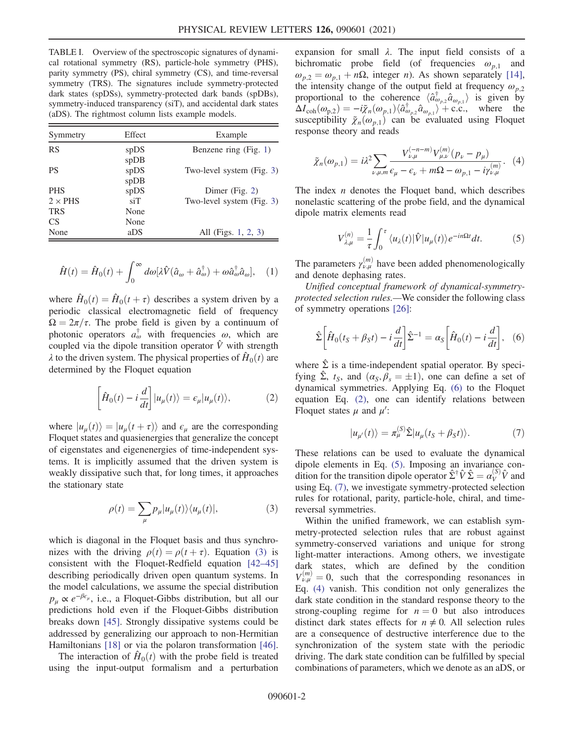TABLE I. Overview of the spectroscopic signatures of dynamical rotational symmetry (RS), particle-hole symmetry (PHS), parity symmetry (PS), chiral symmetry (CS), and time-reversal symmetry (TRS). The signatures include symmetry-protected dark states (spDSs), symmetry-protected dark bands (spDBs), symmetry-induced transparency (siT), and accidental dark states (aDS). The rightmost column lists example models.

| Symmetry | Effect | Example |
|---|---|---|
| RS | spDS<br>spDB | Benzene ring (Fig. 1) |
| PS | spDS<br>spDB | Two-level system (Fig. 3) |
| PHS | spDS | Dimer (Fig. 2) |
| $2 \times$ PHS | siT | Two-level system (Fig. 3) |
| TRS | None | |
| CS | None | |
| None | aDS | All (Figs. 1, 2, 3) |

$$\hat{H}(t) = \hat{H}_0(t) + \int_0^\infty d\omega[\lambda\hat{V}(\hat{a}_\omega + \hat{a}_\omega^\dagger) + \omega\hat{a}_\omega^\dagger\hat{a}_\omega], \quad (1)$$

where $\hat{H}_0(t) = \hat{H}_0(t+\tau)$ describes a system driven by a periodic classical electromagnetic field of frequency $\Omega = 2\pi/\tau$. The probe field is given by a continuum of photonic operators $a_\omega^\dagger$ with frequencies $\omega$, which are coupled via the dipole transition operator $\hat{V}$ with strength $\lambda$ to the driven system. The physical properties of $\hat{H}_0(t)$ are determined by the Floquet equation

$$\left[\hat{H}_0(t) - i\frac{d}{dt}\right]|u_\mu(t)\rangle = \epsilon_\mu|u_\mu(t)\rangle, \quad (2)$$

where $|u_\mu(t)\rangle = |u_\mu(t+\tau)\rangle$ and $\epsilon_\mu$ are the corresponding Floquet states and quasienergies that generalize the concept of eigenstates and eigenenergies of time-independent systems. It is implicitly assumed that the driven system is weakly dissipative such that, for long times, it approaches the stationary state

$$\rho(t) = \sum_\mu p_\mu|u_\mu(t)\rangle\langle u_\mu(t)|, \quad (3)$$

which is diagonal in the Floquet basis and thus synchronizes with the driving $\rho(t) = \rho(t+\tau)$. Equation (3) is consistent with the Floquet-Redfield equation [42–45] describing periodically driven open quantum systems. In the model calculations, we assume the special distribution $p_\mu \propto e^{-\beta\epsilon_\mu}$, i.e., a Floquet-Gibbs distribution, but all our predictions hold even if the Floquet-Gibbs distribution breaks down [45]. Strongly dissipative systems could be addressed by generalizing our approach to non-Hermitian Hamiltonians [18] or via the polaron transformation [46].

The interaction of $\hat{H}_0(t)$ with the probe field is treated using the input-output formalism and a perturbation expansion for small $\lambda$. The input field consists of a bichromatic probe field (of frequencies $\omega_{p,1}$ and $\omega_{p,2} = \omega_{p,1} + n\Omega$, integer $n$). As shown separately [14], the intensity change of the output field at frequency $\omega_{p,2}$ proportional to the coherence $\langle\hat{a}_{\omega_{p,2}}^\dagger\hat{a}_{\omega_{p,1}}\rangle$ is given by $\Delta I_{\mathrm{coh}}(\omega_{\mathrm{p},2}) = -i\tilde{\chi}_n(\omega_{p,1})\langle\hat{a}_{\omega_{p,2}}^\dagger\hat{a}_{\omega_{p,1}}\rangle + \text{c.c.}$, where the susceptibility $\tilde{\chi}_n(\omega_{p,1})$ can be evaluated using Floquet response theory and reads

$$\tilde{\chi}_n(\omega_{p,1}) = i\lambda^2\sum_{\nu,\mu,m}\frac{V_{\nu,\mu}^{(-n-m)}V_{\mu,\nu}^{(m)}(p_\nu - p_\mu)}{\epsilon_\mu - \epsilon_\nu + m\Omega - \omega_{p,1} - i\gamma_{\nu,\mu}^{(m)}}. \quad (4)$$

The index $n$ denotes the Floquet band, which describes nonelastic scattering of the probe field, and the dynamical dipole matrix elements read

$$V_{\lambda,\mu}^{(n)} = \frac{1}{\tau}\int_0^\tau\langle u_\lambda(t)|\hat{V}|u_\mu(t)\rangle e^{-in\Omega t}dt. \quad (5)$$

The parameters $\gamma_{\nu,\mu}^{(m)}$ have been added phenomenologically and denote dephasing rates.

*Unified conceptual framework of dynamical-symmetry-protected selection rules.*—We consider the following class of symmetry operations [26]:

$$\hat{\Sigma}\left[\hat{H}_0(t_S + \beta_S t) - i\frac{d}{dt}\right]\hat{\Sigma}^{-1} = \alpha_S\left[\hat{H}_0(t) - i\frac{d}{dt}\right], \quad (6)$$

where $\hat{\Sigma}$ is a time-independent spatial operator. By specifying $\hat{\Sigma}$, $t_S$, and $(\alpha_S, \beta_s = \pm1)$, one can define a set of dynamical symmetries. Applying Eq. (6) to the Floquet equation Eq. (2), one can identify relations between Floquet states $\mu$ and $\mu'$:

$$|u_{\mu'}(t)\rangle = \pi_\mu^{(S)}\hat{\Sigma}|u_\mu(t_S + \beta_S t)\rangle. \quad (7)$$

These relations can be used to evaluate the dynamical dipole elements in Eq. (5). Imposing an invariance condition for the transition dipole operator $\hat{\Sigma}^\dagger\hat{V}\hat{\Sigma} = \alpha_V^{(S)}\hat{V}$ and using Eq. (7), we investigate symmetry-protected selection rules for rotational, parity, particle-hole, chiral, and time-reversal symmetries.

Within the unified framework, we can establish symmetry-protected selection rules that are robust against symmetry-conserved variations and unique for strong light-matter interactions. Among others, we investigate dark states, which are defined by the condition $V_{\nu,\mu}^{(m)} = 0$, such that the corresponding resonances in Eq. (4) vanish. This condition not only generalizes the dark state condition in the standard response theory to the strong-coupling regime for $n = 0$ but also introduces distinct dark states effects for $n \neq 0$. All selection rules are a consequence of destructive interference due to the synchronization of the system state with the periodic driving. The dark state condition can be fulfilled by special combinations of parameters, which we denote as an aDS, or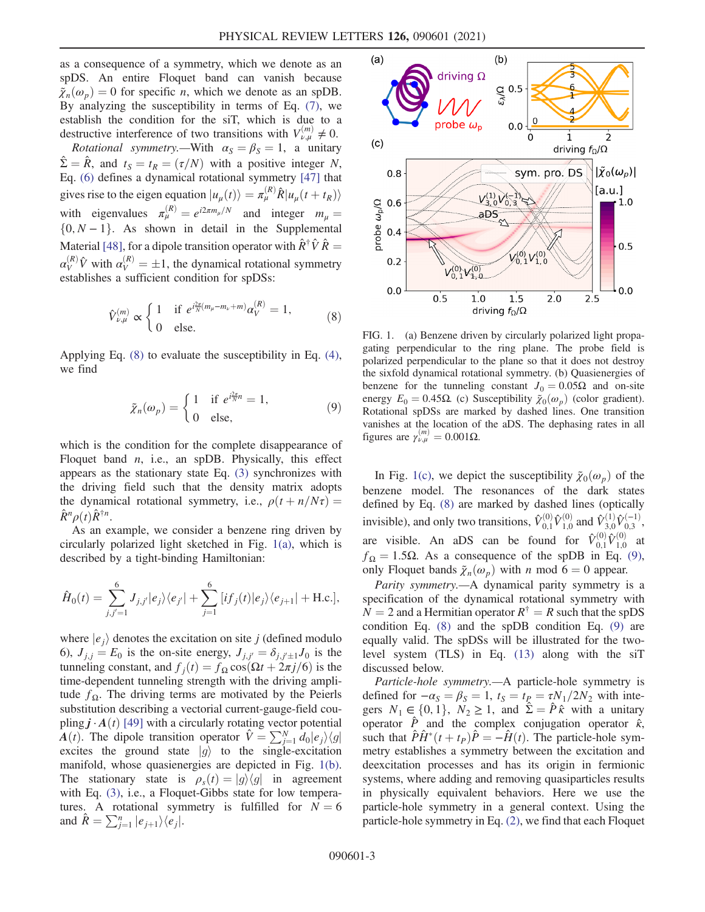as a consequence of a symmetry, which we denote as an spDS. An entire Floquet band can vanish because $\tilde{\chi}_n(\omega_p) = 0$ for specific $n$, which we denote as an spDB. By analyzing the susceptibility in terms of Eq. (7), we establish the condition for the siT, which is due to a destructive interference of two transitions with $V_{\nu,\mu}^{(m)} \neq 0$.

*Rotational symmetry.*—With $\alpha_S = \beta_S = 1$, a unitary $\hat{\Sigma} = \hat{R}$, and $t_S = t_R = (\tau/N)$ with a positive integer $N$, Eq. (6) defines a dynamical rotational symmetry [47] that gives rise to the eigen equation $|u_\mu(t)\rangle = \pi_\mu^{(R)} \hat{R} |u_\mu(t + t_R)\rangle$ with eigenvalues $\pi_\mu^{(R)} = e^{i2\pi m_\mu/N}$ and integer $m_\mu = \{0, N-1\}$. As shown in detail in the Supplemental Material [48], for a dipole transition operator with $\hat{R}^\dagger \hat{V} \hat{R} = \alpha_V^{(R)} \hat{V}$ with $\alpha_V^{(R)} = \pm 1$, the dynamical rotational symmetry establishes a sufficient condition for spDSs:

$$\hat{V}_{\nu,\mu}^{(m)} \propto \begin{cases} 1 & \text{if } e^{i\frac{2\pi}{N}(m_\mu - m_\nu + m)} \alpha_V^{(R)} = 1, \\ 0 & \text{else.} \end{cases} \tag{8}$$

Applying Eq. (8) to evaluate the susceptibility in Eq. (4), we find

$$\tilde{\chi}_n(\omega_p) = \begin{cases} 1 & \text{if } e^{i\frac{2\pi}{N} n} = 1, \\ 0 & \text{else,} \end{cases} \tag{9}$$

which is the condition for the complete disappearance of Floquet band $n$, i.e., an spDB. Physically, this effect appears as the stationary state Eq. (3) synchronizes with the driving field such that the density matrix adopts the dynamical rotational symmetry, i.e., $\rho(t + n/N\tau) = \hat{R}^n \rho(t) \hat{R}^{\dagger n}$.

As an example, we consider a benzene ring driven by circularly polarized light sketched in Fig. 1(a), which is described by a tight-binding Hamiltonian:

$$\hat{H}_0(t) = \sum_{j,j'=1}^{6} J_{j,j'} |e_j\rangle\langle e_{j'}| + \sum_{j=1}^{6} [i f_j(t) |e_j\rangle\langle e_{j+1}| + \text{H.c.}],$$

where $|e_j\rangle$ denotes the excitation on site $j$ (defined modulo 6), $J_{j,j} = E_0$ is the on-site energy, $J_{j,j'} = \delta_{j,j'\pm 1} J_0$ is the tunneling constant, and $f_j(t) = f_\Omega \cos(\Omega t + 2\pi j/6)$ is the time-dependent tunneling strength with the driving amplitude $f_\Omega$. The driving terms are motivated by the Peierls substitution describing a vectorial current-gauge-field coupling $\boldsymbol{j} \cdot \boldsymbol{A}(t)$ [49] with a circularly rotating vector potential $\boldsymbol{A}(t)$. The dipole transition operator $\hat{V} = \sum_{j=1}^{N} d_0 |e_j\rangle\langle g|$ excites the ground state $|g\rangle$ to the single-excitation manifold, whose quasienergies are depicted in Fig. 1(b). The stationary state is $\rho_s(t) = |g\rangle\langle g|$ in agreement with Eq. (3), i.e., a Floquet-Gibbs state for low temperatures. A rotational symmetry is fulfilled for $N = 6$ and $\hat{R} = \sum_{j=1}^{n} |e_{j+1}\rangle\langle e_j|$.

FIG. 1. (a) Benzene driven by circularly polarized light propagating perpendicular to the ring plane. The probe field is polarized perpendicular to the plane so that it does not destroy the sixfold dynamical rotational symmetry. (b) Quasienergies of benzene for the tunneling constant $J_0 = 0.05\Omega$ and on-site energy $E_0 = 0.45\Omega$. (c) Susceptibility $\tilde{\chi}_0(\omega_p)$ (color gradient). Rotational spDSs are marked by dashed lines. One transition vanishes at the location of the aDS. The dephasing rates in all figures are $\gamma_{\nu,\mu}^{(m)} = 0.001\Omega$.

In Fig. 1(c), we depict the susceptibility $\tilde{\chi}_0(\omega_p)$ of the benzene model. The resonances of the dark states defined by Eq. (8) are marked by dashed lines (optically invisible), and only two transitions, $\hat{V}_{0,1}^{(0)} \hat{V}_{1,0}^{(0)}$ and $\hat{V}_{3,0}^{(1)} \hat{V}_{0,3}^{(-1)}$, are visible. An aDS can be found for $\hat{V}_{0,1}^{(0)} \hat{V}_{1,0}^{(0)}$ at $f_\Omega = 1.5\Omega$. As a consequence of the spDB in Eq. (9), only Floquet bands $\tilde{\chi}_n(\omega_p)$ with $n$ mod $6 = 0$ appear.

*Parity symmetry.*—A dynamical parity symmetry is a specification of the dynamical rotational symmetry with $N = 2$ and a Hermitian operator $R^\dagger = R$ such that the spDS condition Eq. (8) and the spDB condition Eq. (9) are equally valid. The spDSs will be illustrated for the two-level system (TLS) in Eq. (13) along with the siT discussed below.

*Particle-hole symmetry.*—A particle-hole symmetry is defined for $-\alpha_S = \beta_S = 1$, $t_S = t_P = \tau N_1 / 2N_2$ with integers $N_1 \in \{0, 1\}$, $N_2 \geq 1$, and $\hat{\Sigma} = \hat{P} \hat{\kappa}$ with a unitary operator $\hat{P}$ and the complex conjugation operator $\hat{\kappa}$, such that $\hat{P} \hat{H}^*(t + t_P) \hat{P} = -\hat{H}(t)$. The particle-hole symmetry establishes a symmetry between the excitation and deexcitation processes and has its origin in fermionic systems, where adding and removing quasiparticles results in physically equivalent behaviors. Here we use the particle-hole symmetry in a general context. Using the particle-hole symmetry in Eq. (2), we find that each Floquet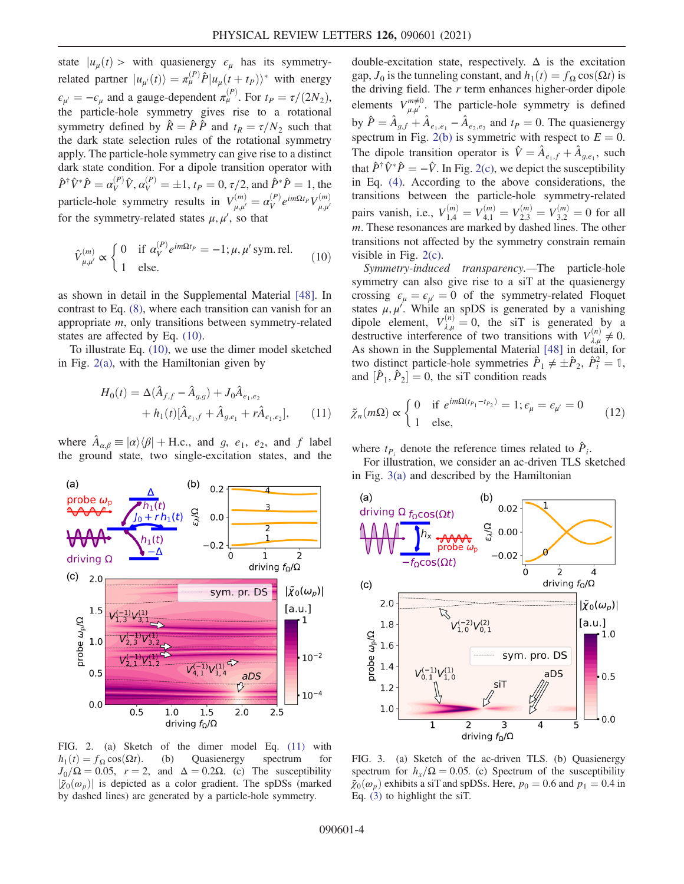state $|u_\mu(t)>$ with quasienergy $\epsilon_\mu$ has its symmetry-related partner $|u_{\mu'}(t)\rangle = \pi_\mu^{(P)} \hat{P}|u_\mu(t+t_P)\rangle^*$ with energy $\epsilon_{\mu'} = -\epsilon_\mu$ and a gauge-dependent $\pi_\mu^{(P)}$. For $t_P = \tau/(2N_2)$, the particle-hole symmetry gives rise to a rotational symmetry defined by $\hat{R} = \hat{P}\hat{P}$ and $t_R = \tau/N_2$ such that the dark state selection rules of the rotational symmetry apply. The particle-hole symmetry can give rise to a distinct dark state condition. For a dipole transition operator with $\hat{P}^\dagger \hat{V}^* \hat{P} = \alpha_V^{(P)} \hat{V}$, $\alpha_V^{(P)} = \pm 1$, $t_P = 0, \tau/2$, and $\hat{P}^*\hat{P} = 1$, the particle-hole symmetry results in $V_{\mu,\mu'}^{(m)} = \alpha_V^{(P)} e^{im\Omega t_P} V_{\mu,\mu'}^{(m)}$ for the symmetry-related states $\mu, \mu'$, so that

$$\hat{V}_{\mu,\mu'}^{(m)} \propto \begin{cases} 0 & \text{if } \alpha_V^{(P)} e^{im\Omega t_P} = -1; \mu, \mu' \text{ sym. rel.} \\ 1 & \text{else.} \end{cases} \tag{10}$$

as shown in detail in the Supplemental Material [48]. In contrast to Eq. (8), where each transition can vanish for an appropriate $m$, only transitions between symmetry-related states are affected by Eq. (10).

To illustrate Eq. (10), we use the dimer model sketched in Fig. 2(a), with the Hamiltonian given by

$$H_0(t) = \Delta(\hat{A}_{f,f} - \hat{A}_{g,g}) + J_0 \hat{A}_{e_1,e_2} + h_1(t)[\hat{A}_{e_1,f} + \hat{A}_{g,e_1} + r\hat{A}_{e_1,e_2}], \tag{11}$$

where $\hat{A}_{\alpha,\beta} \equiv |\alpha\rangle\langle\beta| + \text{H.c.}$, and $g$, $e_1$, $e_2$, and $f$ label the ground state, two single-excitation states, and the double-excitation state, respectively. $\Delta$ is the excitation gap, $J_0$ is the tunneling constant, and $h_1(t) = f_\Omega \cos(\Omega t)$ is the driving field. The $r$ term enhances higher-order dipole elements $V_{\mu,\mu'}^{m\neq 0}$. The particle-hole symmetry is defined by $\hat{P} = \hat{A}_{g,f} + \hat{A}_{e_1,e_1} - \hat{A}_{e_2,e_2}$ and $t_P = 0$. The quasienergy spectrum in Fig. 2(b) is symmetric with respect to $E = 0$. The dipole transition operator is $\hat{V} = \hat{A}_{e_1,f} + \hat{A}_{g,e_1}$, such that $\hat{P}^\dagger \hat{V}^* \hat{P} = -\hat{V}$. In Fig. 2(c), we depict the susceptibility in Eq. (4). According to the above considerations, the transitions between the particle-hole symmetry-related pairs vanish, i.e., $V_{1,4}^{(m)} = V_{4,1}^{(m)} = V_{2,3}^{(m)} = V_{3,2}^{(m)} = 0$ for all $m$. These resonances are marked by dashed lines. The other transitions not affected by the symmetry constrain remain visible in Fig. 2(c).

*Symmetry-induced transparency.*—The particle-hole symmetry can also give rise to a siT at the quasienergy crossing $\epsilon_\mu = \epsilon_{\mu'} = 0$ of the symmetry-related Floquet states $\mu, \mu'$. While an spDS is generated by a vanishing dipole element, $V_{\lambda,\mu}^{(n)} = 0$, the siT is generated by a destructive interference of two transitions with $V_{\lambda,\mu}^{(n)} \neq 0$. As shown in the Supplemental Material [48] in detail, for two distinct particle-hole symmetries $\hat{P}_1 \neq \pm \hat{P}_2$, $\hat{P}_i^2 = \mathbb{1}$, and $[\hat{P}_1, \hat{P}_2] = 0$, the siT condition reads

$$\tilde{\chi}_n(m\Omega) \propto \begin{cases} 0 & \text{if } e^{im\Omega(t_{P_1} - t_{P_2})} = 1; \epsilon_\mu = \epsilon_{\mu'} = 0 \\ 1 & \text{else,} \end{cases} \tag{12}$$

where $t_{P_i}$ denote the reference times related to $\hat{P}_i$.

For illustration, we consider an ac-driven TLS sketched in Fig. 3(a) and described by the Hamiltonian

FIG. 2. (a) Sketch of the dimer model Eq. (11) with $h_1(t) = f_\Omega \cos(\Omega t)$. (b) Quasienergy spectrum for $J_0/\Omega = 0.05$, $r = 2$, and $\Delta = 0.2\Omega$. (c) The susceptibility $|\tilde{\chi}_0(\omega_p)|$ is depicted as a color gradient. The spDSs (marked by dashed lines) are generated by a particle-hole symmetry.

FIG. 3. (a) Sketch of the ac-driven TLS. (b) Quasienergy spectrum for $h_x/\Omega = 0.05$. (c) Spectrum of the susceptibility $\tilde{\chi}_0(\omega_p)$ exhibits a siT and spDSs. Here, $p_0 = 0.6$ and $p_1 = 0.4$ in Eq. (3) to highlight the siT.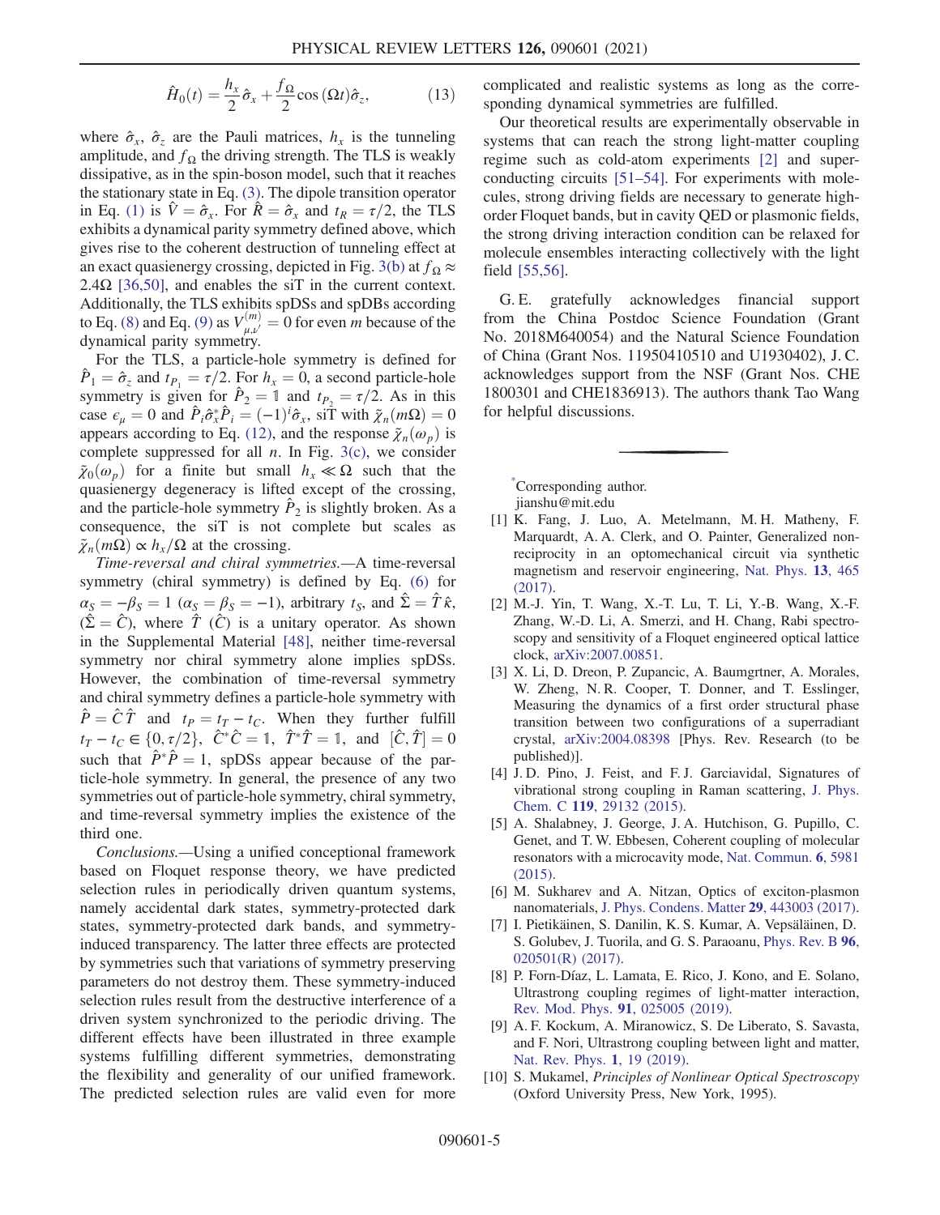$$\hat{H}_0(t) = \frac{h_x}{2}\hat{\sigma}_x + \frac{f_\Omega}{2}\cos(\Omega t)\hat{\sigma}_z, \tag{13}$$

where $\hat{\sigma}_x$, $\hat{\sigma}_z$ are the Pauli matrices, $h_x$ is the tunneling amplitude, and $f_\Omega$ the driving strength. The TLS is weakly dissipative, as in the spin-boson model, such that it reaches the stationary state in Eq. (3). The dipole transition operator in Eq. (1) is $\hat{V} = \hat{\sigma}_x$. For $\hat{R} = \hat{\sigma}_x$ and $t_R = \tau/2$, the TLS exhibits a dynamical parity symmetry defined above, which gives rise to the coherent destruction of tunneling effect at an exact quasienergy crossing, depicted in Fig. 3(b) at $f_\Omega \approx 2.4\Omega$ [36,50], and enables the siT in the current context. Additionally, the TLS exhibits spDSs and spDBs according to Eq. (8) and Eq. (9) as $V^{(m)}_{\mu,\nu'} = 0$ for even $m$ because of the dynamical parity symmetry.

For the TLS, a particle-hole symmetry is defined for $\hat{P}_1 = \hat{\sigma}_z$ and $t_{P_1} = \tau/2$. For $h_x = 0$, a second particle-hole symmetry is given for $\hat{P}_2 = \mathbb{1}$ and $t_{P_2} = \tau/2$. As in this case $\epsilon_\mu = 0$ and $\hat{P}_i\hat{\sigma}_x^*\hat{P}_i = (-1)^i\hat{\sigma}_x$, siT with $\tilde{\chi}_n(m\Omega) = 0$ appears according to Eq. (12), and the response $\tilde{\chi}_n(\omega_p)$ is complete suppressed for all $n$. In Fig. 3(c), we consider $\tilde{\chi}_0(\omega_p)$ for a finite but small $h_x \ll \Omega$ such that the quasienergy degeneracy is lifted except of the crossing, and the particle-hole symmetry $\hat{P}_2$ is slightly broken. As a consequence, the siT is not complete but scales as $\tilde{\chi}_n(m\Omega) \propto h_x/\Omega$ at the crossing.

*Time-reversal and chiral symmetries.*—A time-reversal symmetry (chiral symmetry) is defined by Eq. (6) for $\alpha_S = -\beta_S = 1$ ($\alpha_S = \beta_S = -1$), arbitrary $t_S$, and $\hat{\Sigma} = \hat{T}\hat{\kappa}$, ($\hat{\Sigma} = \hat{C}$), where $\hat{T}$ ($\hat{C}$) is a unitary operator. As shown in the Supplemental Material [48], neither time-reversal symmetry nor chiral symmetry alone implies spDSs. However, the combination of time-reversal symmetry and chiral symmetry defines a particle-hole symmetry with $\hat{P} = \hat{C}\hat{T}$ and $t_P = t_T - t_C$. When they further fulfill $t_T - t_C \in \{0, \tau/2\}$, $\hat{C}^*\hat{C} = \mathbb{1}$, $\hat{T}^*\hat{T} = \mathbb{1}$, and $[\hat{C}, \hat{T}] = 0$ such that $\hat{P}^*\hat{P} = 1$, spDSs appear because of the particle-hole symmetry. In general, the presence of any two symmetries out of particle-hole symmetry, chiral symmetry, and time-reversal symmetry implies the existence of the third one.

*Conclusions.*—Using a unified conceptional framework based on Floquet response theory, we have predicted selection rules in periodically driven quantum systems, namely accidental dark states, symmetry-protected dark states, symmetry-protected dark bands, and symmetry-induced transparency. The latter three effects are protected by symmetries such that variations of symmetry preserving parameters do not destroy them. These symmetry-induced selection rules result from the destructive interference of a driven system synchronized to the periodic driving. The different effects have been illustrated in three example systems fulfilling different symmetries, demonstrating the flexibility and generality of our unified framework. The predicted selection rules are valid even for more complicated and realistic systems as long as the corresponding dynamical symmetries are fulfilled.

Our theoretical results are experimentally observable in systems that can reach the strong light-matter coupling regime such as cold-atom experiments [2] and superconducting circuits [51–54]. For experiments with molecules, strong driving fields are necessary to generate high-order Floquet bands, but in cavity QED or plasmonic fields, the strong driving interaction condition can be relaxed for molecule ensembles interacting collectively with the light field [55,56].

G. E. gratefully acknowledges financial support from the China Postdoc Science Foundation (Grant No. 2018M640054) and the Natural Science Foundation of China (Grant Nos. 11950410510 and U1930402), J. C. acknowledges support from the NSF (Grant Nos. CHE 1800301 and CHE1836913). The authors thank Tao Wang for helpful discussions.

---

[*]Corresponding author.
jianshu@mit.edu

[1] K. Fang, J. Luo, A. Metelmann, M. H. Matheny, F. Marquardt, A. A. Clerk, and O. Painter, Generalized non-reciprocity in an optomechanical circuit via synthetic magnetism and reservoir engineering, Nat. Phys. **13**, 465 (2017).

[2] M.-J. Yin, T. Wang, X.-T. Lu, T. Li, Y.-B. Wang, X.-F. Zhang, W.-D. Li, A. Smerzi, and H. Chang, Rabi spectroscopy and sensitivity of a Floquet engineered optical lattice clock, arXiv:2007.00851.

[3] X. Li, D. Dreon, P. Zupancic, A. Baumgrtner, A. Morales, W. Zheng, N. R. Cooper, T. Donner, and T. Esslinger, Measuring the dynamics of a first order structural phase transition between two configurations of a superradiant crystal, arXiv:2004.08398 [Phys. Rev. Research (to be published)].

[4] J. D. Pino, J. Feist, and F. J. Garciavidal, Signatures of vibrational strong coupling in Raman scattering, J. Phys. Chem. C **119**, 29132 (2015).

[5] A. Shalabney, J. George, J. A. Hutchison, G. Pupillo, C. Genet, and T. W. Ebbesen, Coherent coupling of molecular resonators with a microcavity mode, Nat. Commun. **6**, 5981 (2015).

[6] M. Sukharev and A. Nitzan, Optics of exciton-plasmon nanomaterials, J. Phys. Condens. Matter **29**, 443003 (2017).

[7] I. Pietikäinen, S. Danilin, K. S. Kumar, A. Vepsäläinen, D. S. Golubev, J. Tuorila, and G. S. Paraoanu, Phys. Rev. B **96**, 020501(R) (2017).

[8] P. Forn-Díaz, L. Lamata, E. Rico, J. Kono, and E. Solano, Ultrastrong coupling regimes of light-matter interaction, Rev. Mod. Phys. **91**, 025005 (2019).

[9] A. F. Kockum, A. Miranowicz, S. De Liberato, S. Savasta, and F. Nori, Ultrastrong coupling between light and matter, Nat. Rev. Phys. **1**, 19 (2019).

[10] S. Mukamel, *Principles of Nonlinear Optical Spectroscopy* (Oxford University Press, New York, 1995).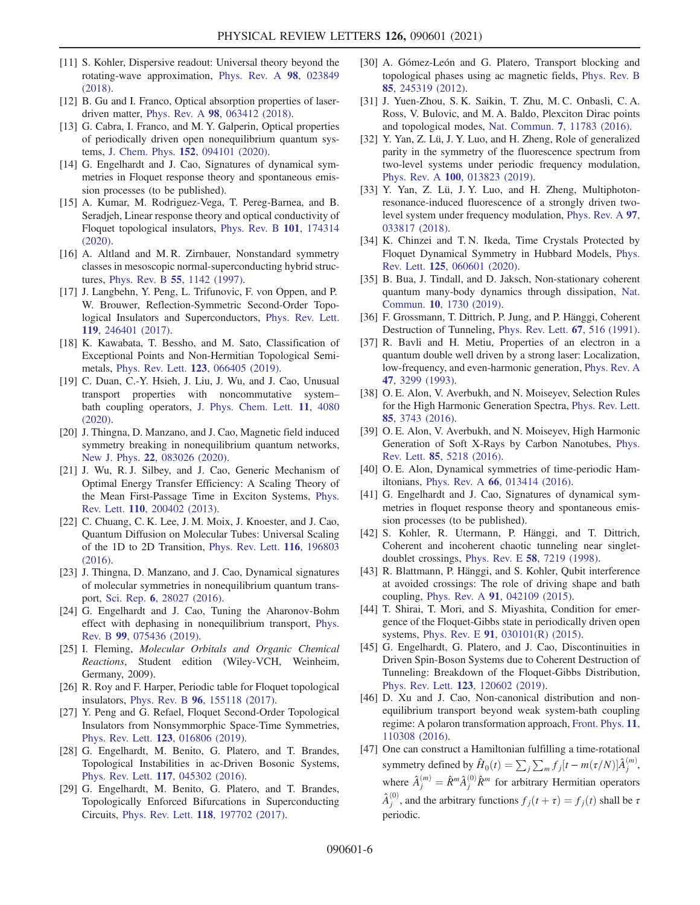[11] S. Kohler, Dispersive readout: Universal theory beyond the rotating-wave approximation, Phys. Rev. A **98**, 023849 (2018).

[12] B. Gu and I. Franco, Optical absorption properties of laser-driven matter, Phys. Rev. A **98**, 063412 (2018).

[13] G. Cabra, I. Franco, and M. Y. Galperin, Optical properties of periodically driven open nonequilibrium quantum systems, J. Chem. Phys. **152**, 094101 (2020).

[14] G. Engelhardt and J. Cao, Signatures of dynamical symmetries in Floquet response theory and spontaneous emission processes (to be published).

[15] A. Kumar, M. Rodriguez-Vega, T. Pereg-Barnea, and B. Seradjeh, Linear response theory and optical conductivity of Floquet topological insulators, Phys. Rev. B **101**, 174314 (2020).

[16] A. Altland and M. R. Zirnbauer, Nonstandard symmetry classes in mesoscopic normal-superconducting hybrid structures, Phys. Rev. B **55**, 1142 (1997).

[17] J. Langbehn, Y. Peng, L. Trifunovic, F. von Oppen, and P. W. Brouwer, Reflection-Symmetric Second-Order Topological Insulators and Superconductors, Phys. Rev. Lett. **119**, 246401 (2017).

[18] K. Kawabata, T. Bessho, and M. Sato, Classification of Exceptional Points and Non-Hermitian Topological Semimetals, Phys. Rev. Lett. **123**, 066405 (2019).

[19] C. Duan, C.-Y. Hsieh, J. Liu, J. Wu, and J. Cao, Unusual transport properties with noncommutative system–bath coupling operators, J. Phys. Chem. Lett. **11**, 4080 (2020).

[20] J. Thingna, D. Manzano, and J. Cao, Magnetic field induced symmetry breaking in nonequilibrium quantum networks, New J. Phys. **22**, 083026 (2020).

[21] J. Wu, R. J. Silbey, and J. Cao, Generic Mechanism of Optimal Energy Transfer Efficiency: A Scaling Theory of the Mean First-Passage Time in Exciton Systems, Phys. Rev. Lett. **110**, 200402 (2013).

[22] C. Chuang, C. K. Lee, J. M. Moix, J. Knoester, and J. Cao, Quantum Diffusion on Molecular Tubes: Universal Scaling of the 1D to 2D Transition, Phys. Rev. Lett. **116**, 196803 (2016).

[23] J. Thingna, D. Manzano, and J. Cao, Dynamical signatures of molecular symmetries in nonequilibrium quantum transport, Sci. Rep. **6**, 28027 (2016).

[24] G. Engelhardt and J. Cao, Tuning the Aharonov-Bohm effect with dephasing in nonequilibrium transport, Phys. Rev. B **99**, 075436 (2019).

[25] I. Fleming, *Molecular Orbitals and Organic Chemical Reactions*, Student edition (Wiley-VCH, Weinheim, Germany, 2009).

[26] R. Roy and F. Harper, Periodic table for Floquet topological insulators, Phys. Rev. B **96**, 155118 (2017).

[27] Y. Peng and G. Refael, Floquet Second-Order Topological Insulators from Nonsymmorphic Space-Time Symmetries, Phys. Rev. Lett. **123**, 016806 (2019).

[28] G. Engelhardt, M. Benito, G. Platero, and T. Brandes, Topological Instabilities in ac-Driven Bosonic Systems, Phys. Rev. Lett. **117**, 045302 (2016).

[29] G. Engelhardt, M. Benito, G. Platero, and T. Brandes, Topologically Enforced Bifurcations in Superconducting Circuits, Phys. Rev. Lett. **118**, 197702 (2017).

[30] A. Gómez-León and G. Platero, Transport blocking and topological phases using ac magnetic fields, Phys. Rev. B **85**, 245319 (2012).

[31] J. Yuen-Zhou, S. K. Saikin, T. Zhu, M. C. Onbasli, C. A. Ross, V. Bulovic, and M. A. Baldo, Plexciton Dirac points and topological modes, Nat. Commun. **7**, 11783 (2016).

[32] Y. Yan, Z. Lü, J. Y. Luo, and H. Zheng, Role of generalized parity in the symmetry of the fluorescence spectrum from two-level systems under periodic frequency modulation, Phys. Rev. A **100**, 013823 (2019).

[33] Y. Yan, Z. Lü, J. Y. Luo, and H. Zheng, Multiphoton-resonance-induced fluorescence of a strongly driven two-level system under frequency modulation, Phys. Rev. A **97**, 033817 (2018).

[34] K. Chinzei and T. N. Ikeda, Time Crystals Protected by Floquet Dynamical Symmetry in Hubbard Models, Phys. Rev. Lett. **125**, 060601 (2020).

[35] B. Bua, J. Tindall, and D. Jaksch, Non-stationary coherent quantum many-body dynamics through dissipation, Nat. Commun. **10**, 1730 (2019).

[36] F. Grossmann, T. Dittrich, P. Jung, and P. Hänggi, Coherent Destruction of Tunneling, Phys. Rev. Lett. **67**, 516 (1991).

[37] R. Bavli and H. Metiu, Properties of an electron in a quantum double well driven by a strong laser: Localization, low-frequency, and even-harmonic generation, Phys. Rev. A **47**, 3299 (1993).

[38] O. E. Alon, V. Averbukh, and N. Moiseyev, Selection Rules for the High Harmonic Generation Spectra, Phys. Rev. Lett. **85**, 3743 (2016).

[39] O. E. Alon, V. Averbukh, and N. Moiseyev, High Harmonic Generation of Soft X-Rays by Carbon Nanotubes, Phys. Rev. Lett. **85**, 5218 (2016).

[40] O. E. Alon, Dynamical symmetries of time-periodic Hamiltonians, Phys. Rev. A **66**, 013414 (2016).

[41] G. Engelhardt and J. Cao, Signatures of dynamical symmetries in floquet response theory and spontaneous emission processes (to be published).

[42] S. Kohler, R. Utermann, P. Hänggi, and T. Dittrich, Coherent and incoherent chaotic tunneling near singlet-doublet crossings, Phys. Rev. E **58**, 7219 (1998).

[43] R. Blattmann, P. Hänggi, and S. Kohler, Qubit interference at avoided crossings: The role of driving shape and bath coupling, Phys. Rev. A **91**, 042109 (2015).

[44] T. Shirai, T. Mori, and S. Miyashita, Condition for emergence of the Floquet-Gibbs state in periodically driven open systems, Phys. Rev. E **91**, 030101(R) (2015).

[45] G. Engelhardt, G. Platero, and J. Cao, Discontinuities in Driven Spin-Boson Systems due to Coherent Destruction of Tunneling: Breakdown of the Floquet-Gibbs Distribution, Phys. Rev. Lett. **123**, 120602 (2019).

[46] D. Xu and J. Cao, Non-canonical distribution and non-equilibrium transport beyond weak system-bath coupling regime: A polaron transformation approach, Front. Phys. **11**, 110308 (2016).

[47] One can construct a Hamiltonian fulfilling a time-rotational symmetry defined by $\hat{H}_0(t) = \sum_j \sum_m f_j[t - m(\tau/N)]\hat{A}_j^{(m)}$, where $\hat{A}_j^{(m)} = \hat{R}^m \hat{A}_j^{(0)} \hat{R}^m$ for arbitrary Hermitian operators $\hat{A}_j^{(0)}$, and the arbitrary functions $f_j(t+\tau) = f_j(t)$ shall be $\tau$ periodic.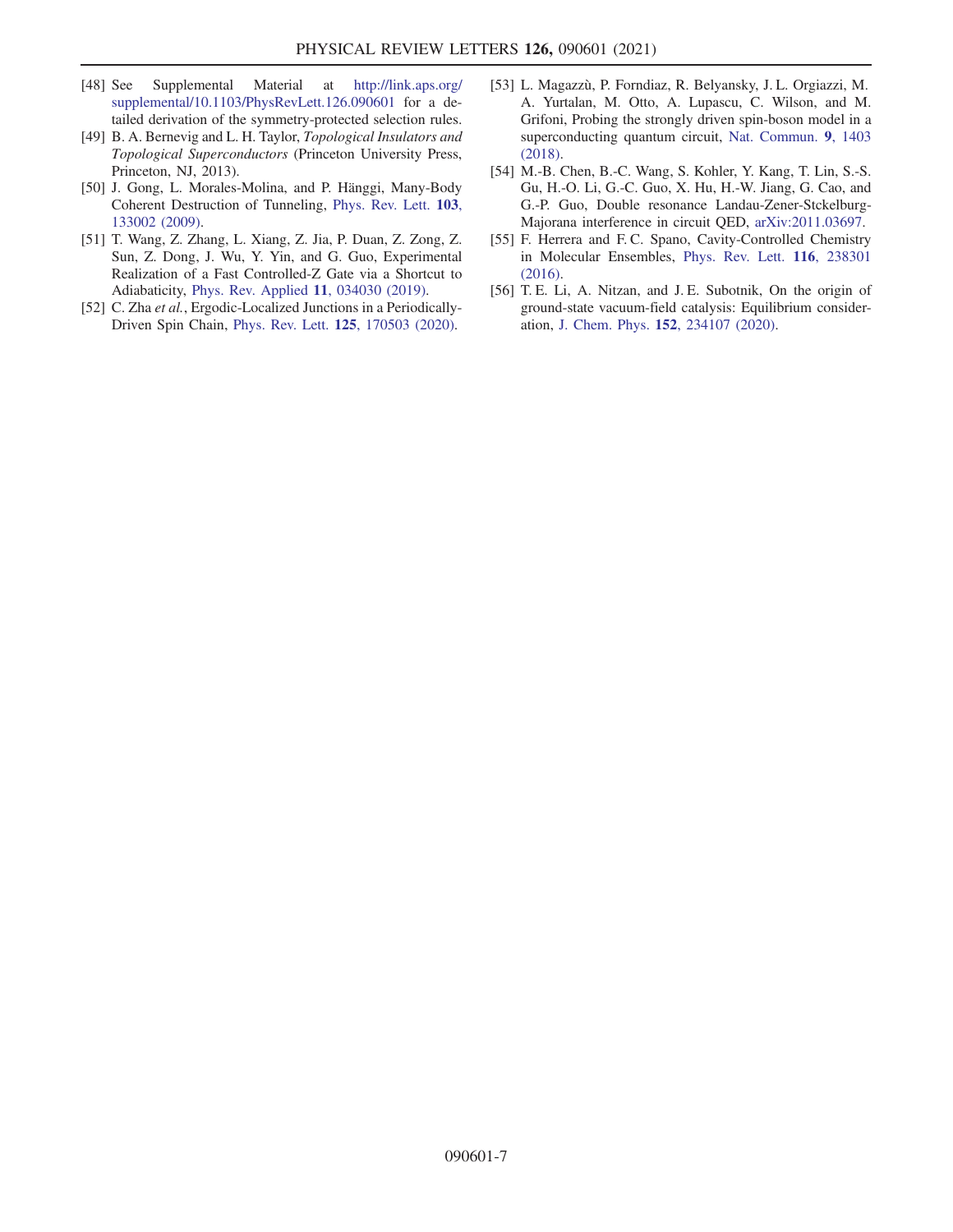[48] See Supplemental Material at http://link.aps.org/supplemental/10.1103/PhysRevLett.126.090601 for a detailed derivation of the symmetry-protected selection rules.

[49] B. A. Bernevig and L. H. Taylor, *Topological Insulators and Topological Superconductors* (Princeton University Press, Princeton, NJ, 2013).

[50] J. Gong, L. Morales-Molina, and P. Hänggi, Many-Body Coherent Destruction of Tunneling, Phys. Rev. Lett. **103**, 133002 (2009).

[51] T. Wang, Z. Zhang, L. Xiang, Z. Jia, P. Duan, Z. Zong, Z. Sun, Z. Dong, J. Wu, Y. Yin, and G. Guo, Experimental Realization of a Fast Controlled-Z Gate via a Shortcut to Adiabaticity, Phys. Rev. Applied **11**, 034030 (2019).

[52] C. Zha *et al.*, Ergodic-Localized Junctions in a Periodically-Driven Spin Chain, Phys. Rev. Lett. **125**, 170503 (2020).

[53] L. Magazzù, P. Forndiaz, R. Belyansky, J. L. Orgiazzi, M. A. Yurtalan, M. Otto, A. Lupascu, C. Wilson, and M. Grifoni, Probing the strongly driven spin-boson model in a superconducting quantum circuit, Nat. Commun. **9**, 1403 (2018).

[54] M.-B. Chen, B.-C. Wang, S. Kohler, Y. Kang, T. Lin, S.-S. Gu, H.-O. Li, G.-C. Guo, X. Hu, H.-W. Jiang, G. Cao, and G.-P. Guo, Double resonance Landau-Zener-Stckelburg-Majorana interference in circuit QED, arXiv:2011.03697.

[55] F. Herrera and F. C. Spano, Cavity-Controlled Chemistry in Molecular Ensembles, Phys. Rev. Lett. **116**, 238301 (2016).

[56] T. E. Li, A. Nitzan, and J. E. Subotnik, On the origin of ground-state vacuum-field catalysis: Equilibrium consideration, J. Chem. Phys. **152**, 234107 (2020).